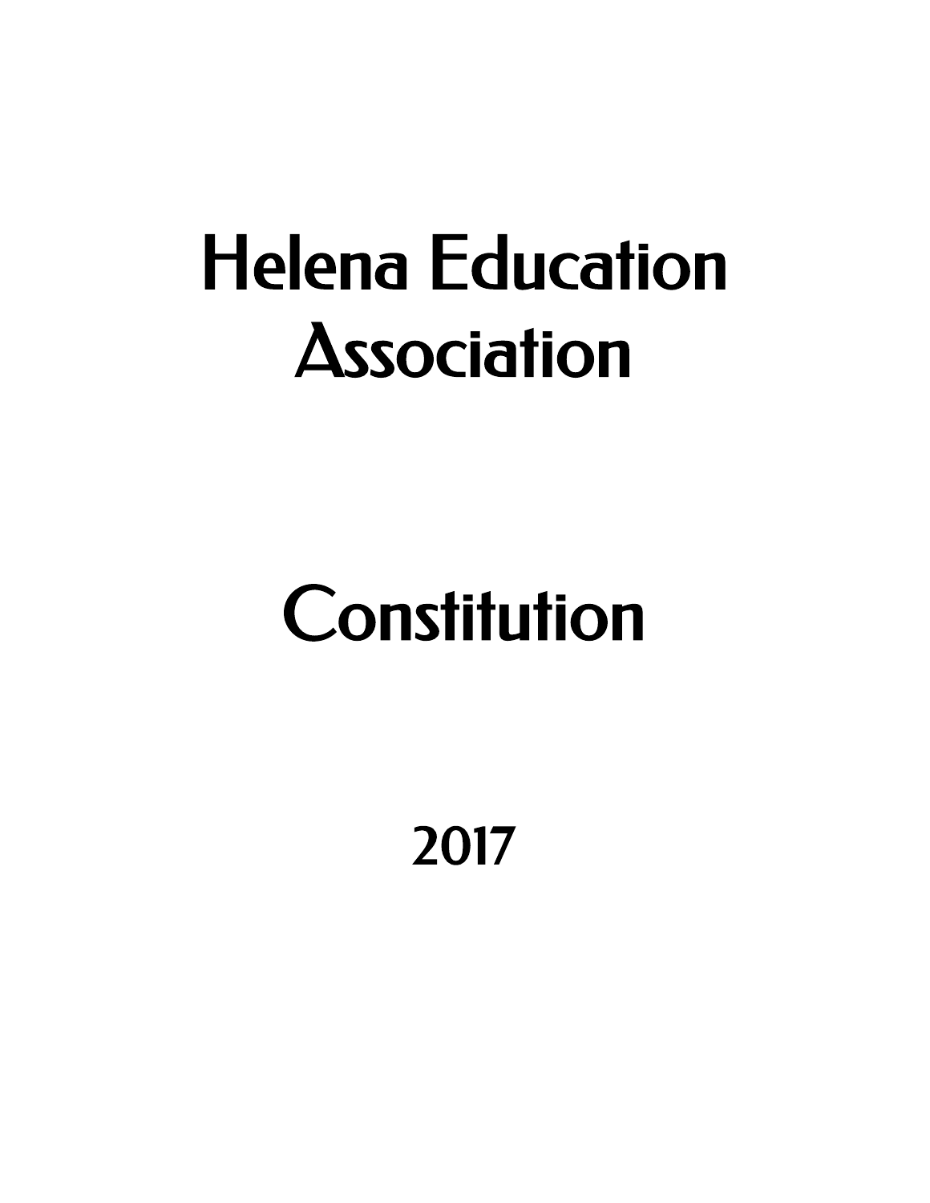# Helena Education Association

# Constitution

2017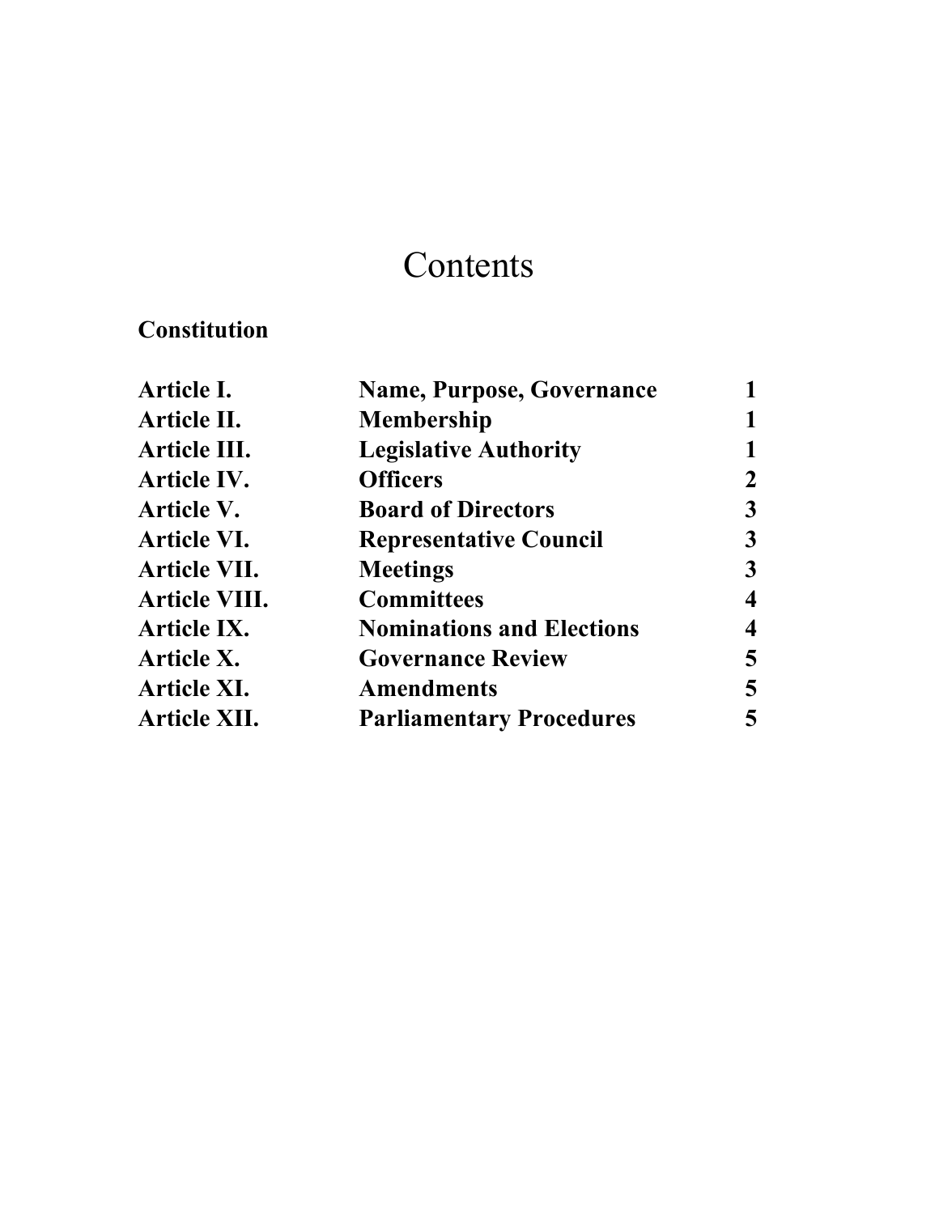# Contents

**Constitution**

| | | |
|---|---|---|
| **Article I.** | **Name, Purpose, Governance** | **1** |
| **Article II.** | **Membership** | **1** |
| **Article III.** | **Legislative Authority** | **1** |
| **Article IV.** | **Officers** | **2** |
| **Article V.** | **Board of Directors** | **3** |
| **Article VI.** | **Representative Council** | **3** |
| **Article VII.** | **Meetings** | **3** |
| **Article VIII.** | **Committees** | **4** |
| **Article IX.** | **Nominations and Elections** | **4** |
| **Article X.** | **Governance Review** | **5** |
| **Article XI.** | **Amendments** | **5** |
| **Article XII.** | **Parliamentary Procedures** | **5** |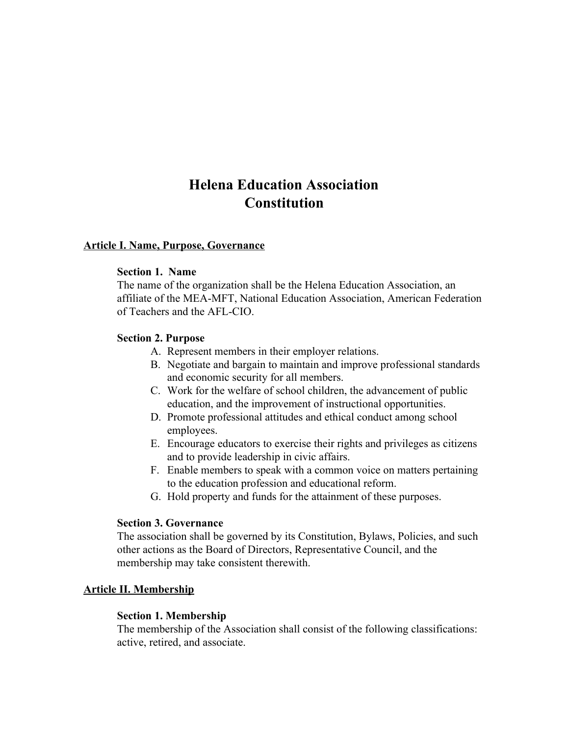# Helena Education Association
# Constitution

## Article I. Name, Purpose, Governance

### Section 1. Name

The name of the organization shall be the Helena Education Association, an affiliate of the MEA-MFT, National Education Association, American Federation of Teachers and the AFL-CIO.

### Section 2. Purpose

A. Represent members in their employer relations.
B. Negotiate and bargain to maintain and improve professional standards and economic security for all members.
C. Work for the welfare of school children, the advancement of public education, and the improvement of instructional opportunities.
D. Promote professional attitudes and ethical conduct among school employees.
E. Encourage educators to exercise their rights and privileges as citizens and to provide leadership in civic affairs.
F. Enable members to speak with a common voice on matters pertaining to the education profession and educational reform.
G. Hold property and funds for the attainment of these purposes.

### Section 3. Governance

The association shall be governed by its Constitution, Bylaws, Policies, and such other actions as the Board of Directors, Representative Council, and the membership may take consistent therewith.

## Article II. Membership

### Section 1. Membership

The membership of the Association shall consist of the following classifications: active, retired, and associate.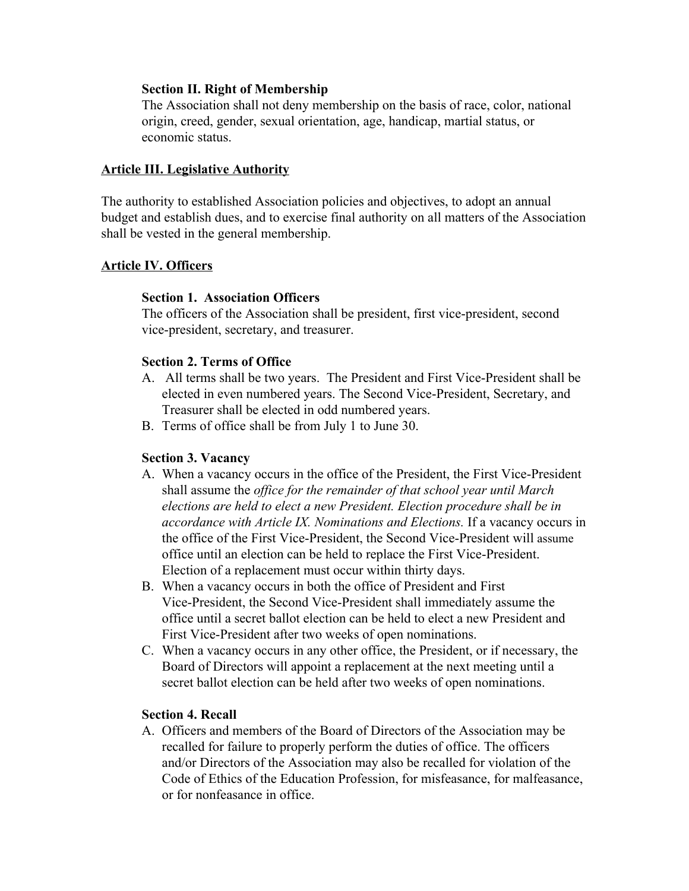**Section II. Right of Membership**

The Association shall not deny membership on the basis of race, color, national origin, creed, gender, sexual orientation, age, handicap, martial status, or economic status.

## Article III. Legislative Authority

The authority to established Association policies and objectives, to adopt an annual budget and establish dues, and to exercise final authority on all matters of the Association shall be vested in the general membership.

## Article IV. Officers

**Section 1. Association Officers**

The officers of the Association shall be president, first vice-president, second vice-president, secretary, and treasurer.

**Section 2. Terms of Office**

A. All terms shall be two years. The President and First Vice-President shall be elected in even numbered years. The Second Vice-President, Secretary, and Treasurer shall be elected in odd numbered years.
B. Terms of office shall be from July 1 to June 30.

**Section 3. Vacancy**

A. When a vacancy occurs in the office of the President, the First Vice-President shall assume the *office for the remainder of that school year until March elections are held to elect a new President. Election procedure shall be in accordance with Article IX. Nominations and Elections.* If a vacancy occurs in the office of the First Vice-President, the Second Vice-President will assume office until an election can be held to replace the First Vice-President. Election of a replacement must occur within thirty days.
B. When a vacancy occurs in both the office of President and First Vice-President, the Second Vice-President shall immediately assume the office until a secret ballot election can be held to elect a new President and First Vice-President after two weeks of open nominations.
C. When a vacancy occurs in any other office, the President, or if necessary, the Board of Directors will appoint a replacement at the next meeting until a secret ballot election can be held after two weeks of open nominations.

**Section 4. Recall**

A. Officers and members of the Board of Directors of the Association may be recalled for failure to properly perform the duties of office. The officers and/or Directors of the Association may also be recalled for violation of the Code of Ethics of the Education Profession, for misfeasance, for malfeasance, or for nonfeasance in office.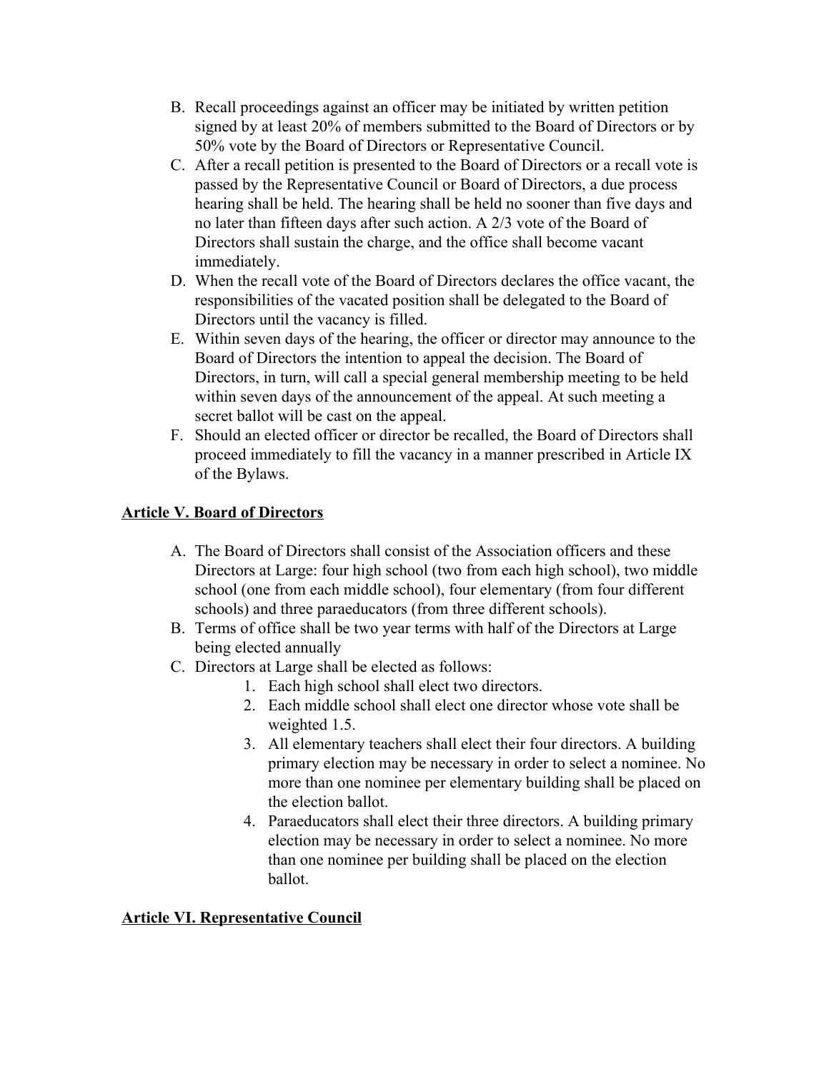B. Recall proceedings against an officer may be initiated by written petition signed by at least 20% of members submitted to the Board of Directors or by 50% vote by the Board of Directors or Representative Council.
C. After a recall petition is presented to the Board of Directors or a recall vote is passed by the Representative Council or Board of Directors, a due process hearing shall be held. The hearing shall be held no sooner than five days and no later than fifteen days after such action. A 2/3 vote of the Board of Directors shall sustain the charge, and the office shall become vacant immediately.
D. When the recall vote of the Board of Directors declares the office vacant, the responsibilities of the vacated position shall be delegated to the Board of Directors until the vacancy is filled.
E. Within seven days of the hearing, the officer or director may announce to the Board of Directors the intention to appeal the decision. The Board of Directors, in turn, will call a special general membership meeting to be held within seven days of the announcement of the appeal. At such meeting a secret ballot will be cast on the appeal.
F. Should an elected officer or director be recalled, the Board of Directors shall proceed immediately to fill the vacancy in a manner prescribed in Article IX of the Bylaws.

**Article V. Board of Directors**

A. The Board of Directors shall consist of the Association officers and these Directors at Large: four high school (two from each high school), two middle school (one from each middle school), four elementary (from four different schools) and three paraeducators (from three different schools).
B. Terms of office shall be two year terms with half of the Directors at Large being elected annually
C. Directors at Large shall be elected as follows:
    1. Each high school shall elect two directors.
    2. Each middle school shall elect one director whose vote shall be weighted 1.5.
    3. All elementary teachers shall elect their four directors. A building primary election may be necessary in order to select a nominee. No more than one nominee per elementary building shall be placed on the election ballot.
    4. Paraeducators shall elect their three directors. A building primary election may be necessary in order to select a nominee. No more than one nominee per building shall be placed on the election ballot.

**Article VI. Representative Council**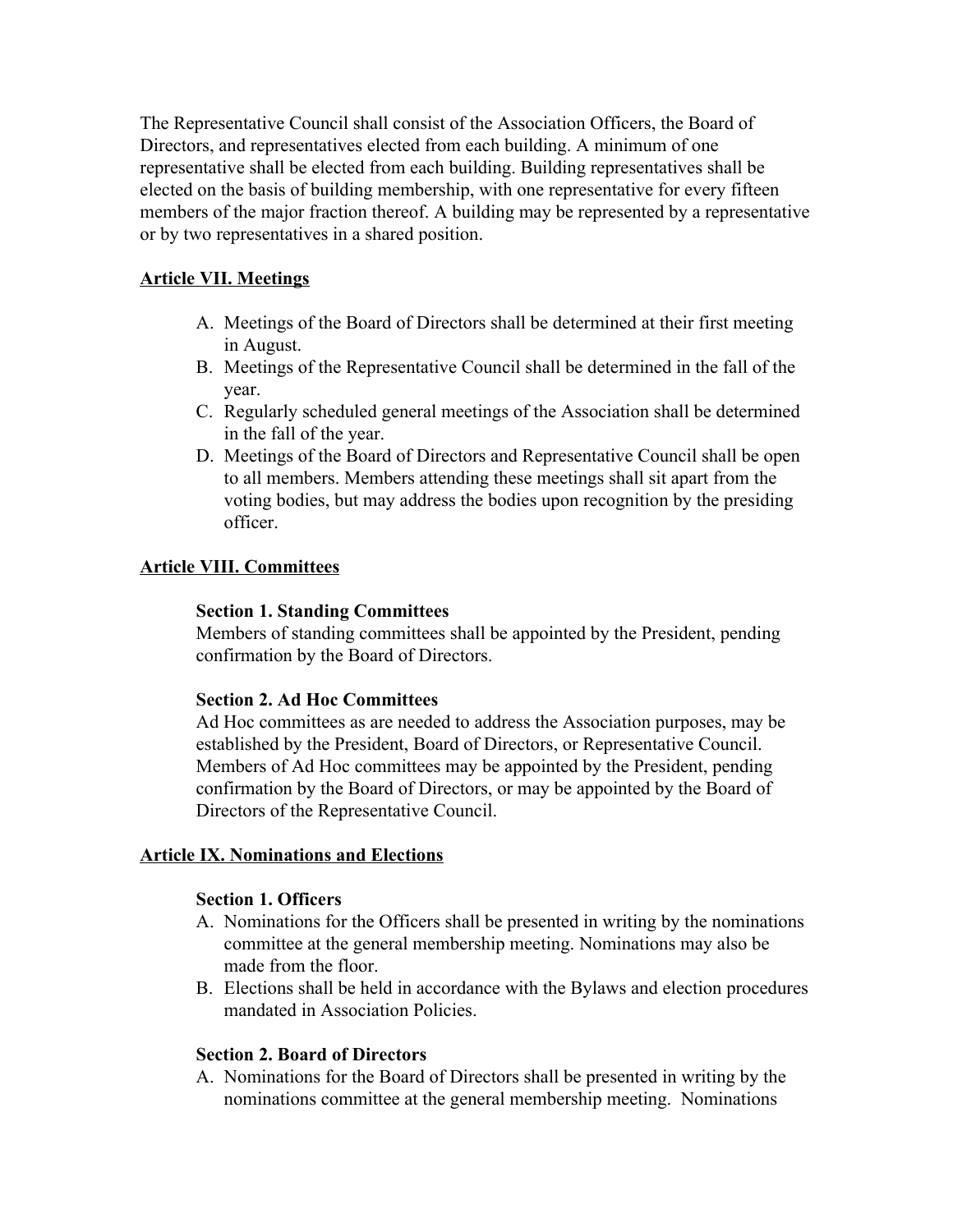The Representative Council shall consist of the Association Officers, the Board of Directors, and representatives elected from each building. A minimum of one representative shall be elected from each building. Building representatives shall be elected on the basis of building membership, with one representative for every fifteen members of the major fraction thereof. A building may be represented by a representative or by two representatives in a shared position.

## Article VII. Meetings

A. Meetings of the Board of Directors shall be determined at their first meeting in August.
B. Meetings of the Representative Council shall be determined in the fall of the year.
C. Regularly scheduled general meetings of the Association shall be determined in the fall of the year.
D. Meetings of the Board of Directors and Representative Council shall be open to all members. Members attending these meetings shall sit apart from the voting bodies, but may address the bodies upon recognition by the presiding officer.

## Article VIII. Committees

### Section 1. Standing Committees

Members of standing committees shall be appointed by the President, pending confirmation by the Board of Directors.

### Section 2. Ad Hoc Committees

Ad Hoc committees as are needed to address the Association purposes, may be established by the President, Board of Directors, or Representative Council. Members of Ad Hoc committees may be appointed by the President, pending confirmation by the Board of Directors, or may be appointed by the Board of Directors of the Representative Council.

## Article IX. Nominations and Elections

### Section 1. Officers

A. Nominations for the Officers shall be presented in writing by the nominations committee at the general membership meeting. Nominations may also be made from the floor.
B. Elections shall be held in accordance with the Bylaws and election procedures mandated in Association Policies.

### Section 2. Board of Directors

A. Nominations for the Board of Directors shall be presented in writing by the nominations committee at the general membership meeting. Nominations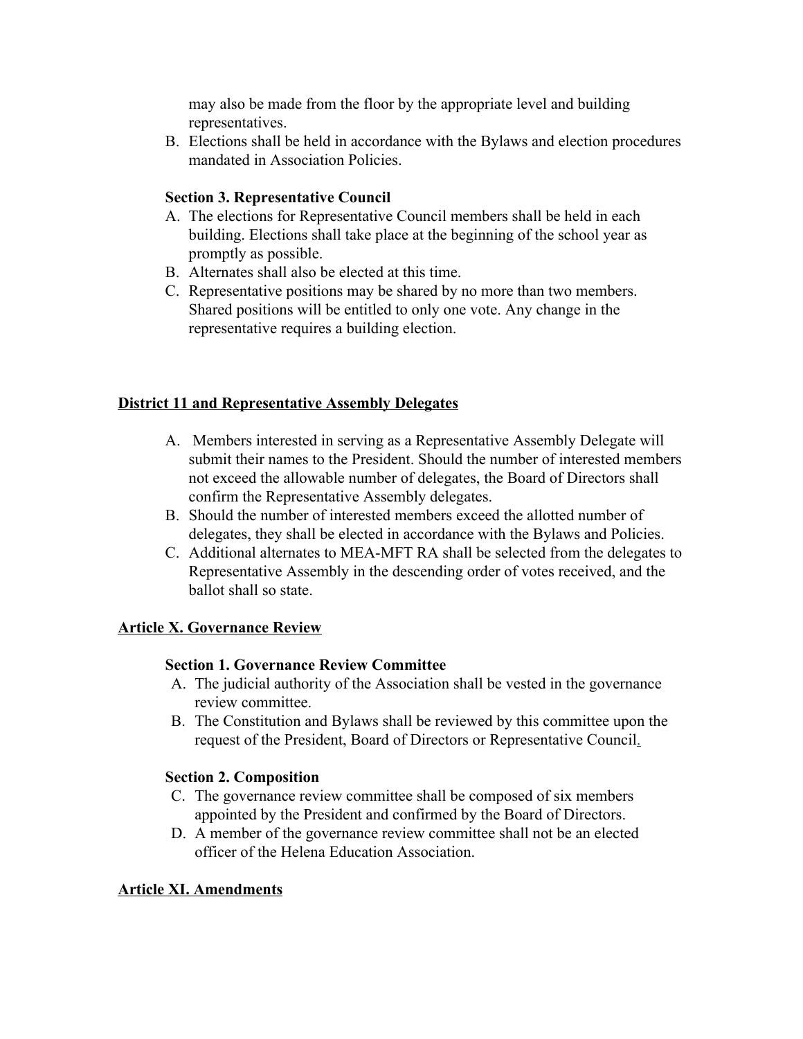may also be made from the floor by the appropriate level and building representatives.

B. Elections shall be held in accordance with the Bylaws and election procedures mandated in Association Policies.

**Section 3. Representative Council**

A. The elections for Representative Council members shall be held in each building. Elections shall take place at the beginning of the school year as promptly as possible.
B. Alternates shall also be elected at this time.
C. Representative positions may be shared by no more than two members. Shared positions will be entitled to only one vote. Any change in the representative requires a building election.

## District 11 and Representative Assembly Delegates

A. Members interested in serving as a Representative Assembly Delegate will submit their names to the President. Should the number of interested members not exceed the allowable number of delegates, the Board of Directors shall confirm the Representative Assembly delegates.
B. Should the number of interested members exceed the allotted number of delegates, they shall be elected in accordance with the Bylaws and Policies.
C. Additional alternates to MEA-MFT RA shall be selected from the delegates to Representative Assembly in the descending order of votes received, and the ballot shall so state.

## Article X. Governance Review

**Section 1. Governance Review Committee**

A. The judicial authority of the Association shall be vested in the governance review committee.
B. The Constitution and Bylaws shall be reviewed by this committee upon the request of the President, Board of Directors or Representative Council.

**Section 2. Composition**

C. The governance review committee shall be composed of six members appointed by the President and confirmed by the Board of Directors.
D. A member of the governance review committee shall not be an elected officer of the Helena Education Association.

## Article XI. Amendments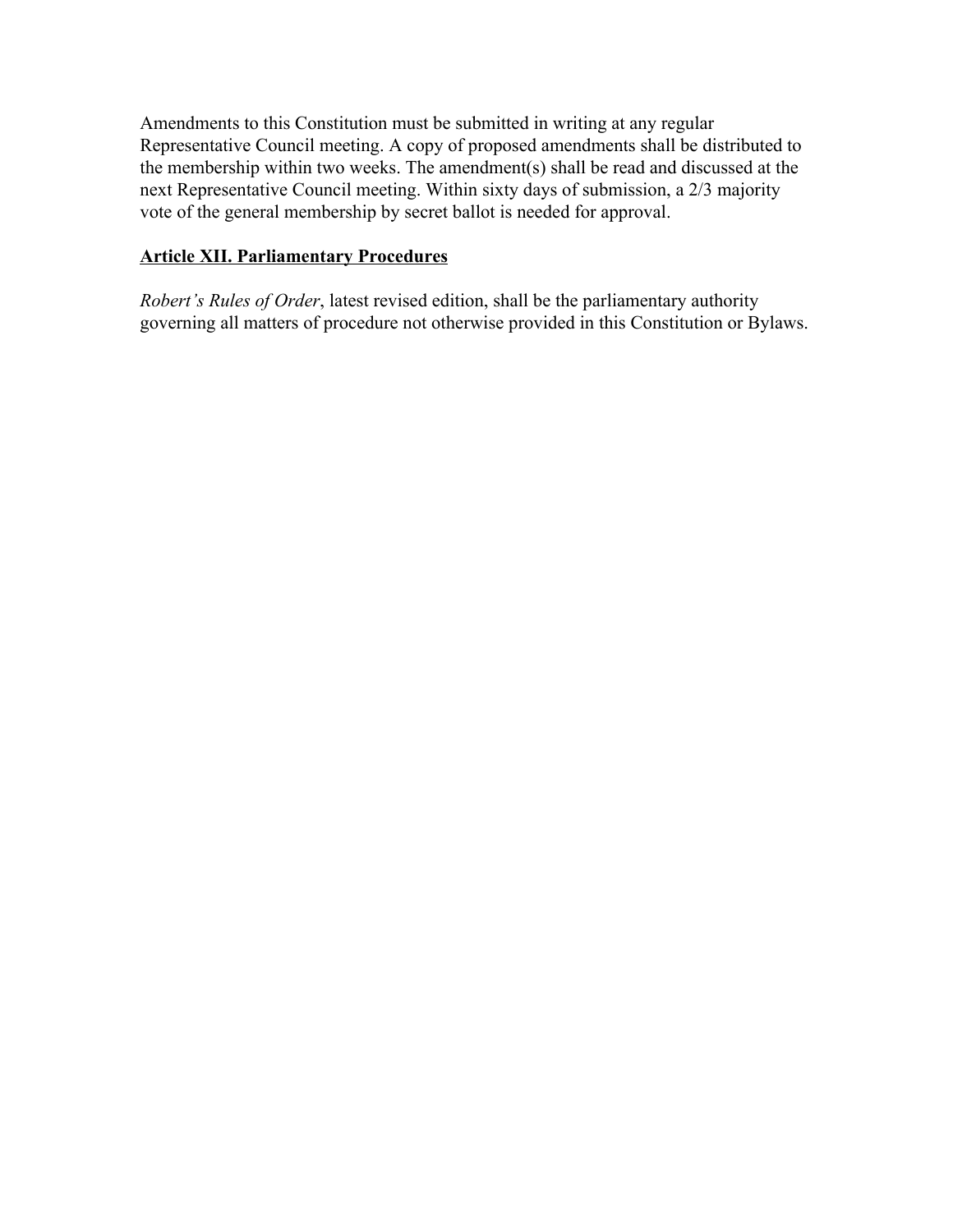Amendments to this Constitution must be submitted in writing at any regular Representative Council meeting. A copy of proposed amendments shall be distributed to the membership within two weeks. The amendment(s) shall be read and discussed at the next Representative Council meeting. Within sixty days of submission, a 2/3 majority vote of the general membership by secret ballot is needed for approval.

## Article XII. Parliamentary Procedures

*Robert's Rules of Order*, latest revised edition, shall be the parliamentary authority governing all matters of procedure not otherwise provided in this Constitution or Bylaws.